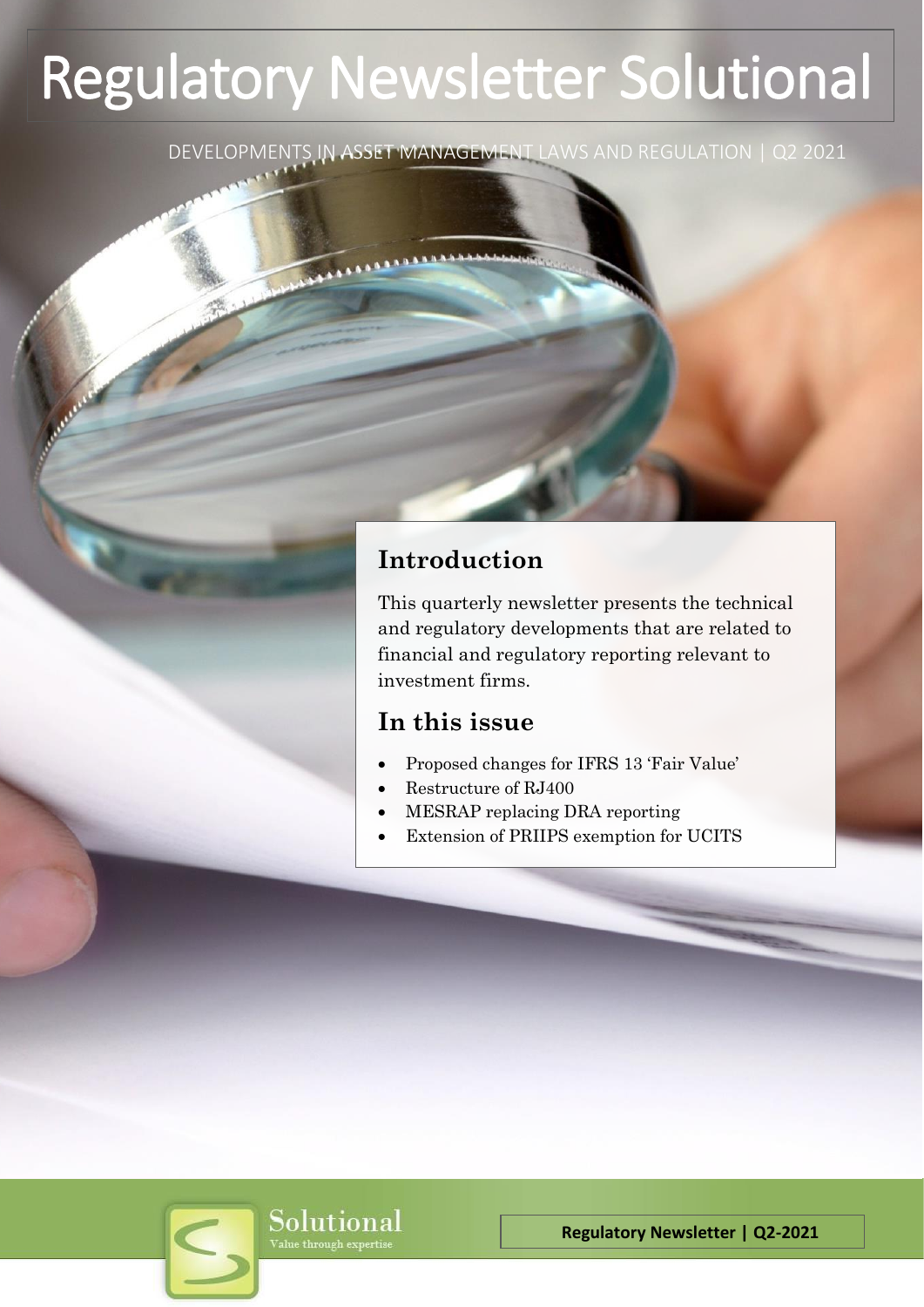# Regulatory Newsletter Solutional

DEVELOPMENTS IN ASSET MANAGEMENT LAWS AND REGULATION | Q2 2021

## Introduction

This quarterly newsletter presents the technical and regulatory developments that are related to financial and regulatory reporting relevant to investment firms.

## In this issue

- Proposed changes for IFRS 13 'Fair Value'
- Restructure of RJ400
- MESRAP replacing DRA reporting
- Extension of PRIIPS exemption for UCITS

Solutional
Value through expertise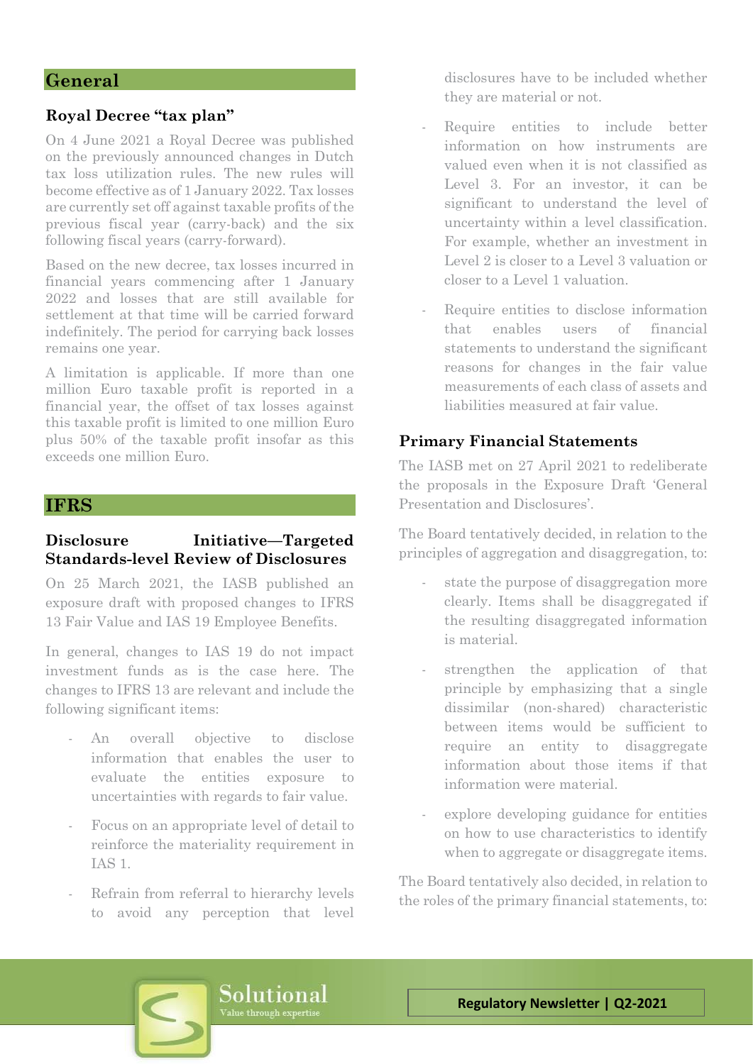## General

### Royal Decree "tax plan"

On 4 June 2021 a Royal Decree was published on the previously announced changes in Dutch tax loss utilization rules. The new rules will become effective as of 1 January 2022. Tax losses are currently set off against taxable profits of the previous fiscal year (carry-back) and the six following fiscal years (carry-forward).

Based on the new decree, tax losses incurred in financial years commencing after 1 January 2022 and losses that are still available for settlement at that time will be carried forward indefinitely. The period for carrying back losses remains one year.

A limitation is applicable. If more than one million Euro taxable profit is reported in a financial year, the offset of tax losses against this taxable profit is limited to one million Euro plus 50% of the taxable profit insofar as this exceeds one million Euro.

## IFRS

### Disclosure Initiative—Targeted Standards-level Review of Disclosures

On 25 March 2021, the IASB published an exposure draft with proposed changes to IFRS 13 Fair Value and IAS 19 Employee Benefits.

In general, changes to IAS 19 do not impact investment funds as is the case here. The changes to IFRS 13 are relevant and include the following significant items:

- An overall objective to disclose information that enables the user to evaluate the entities exposure to uncertainties with regards to fair value.
- Focus on an appropriate level of detail to reinforce the materiality requirement in IAS 1.
- Refrain from referral to hierarchy levels to avoid any perception that level disclosures have to be included whether they are material or not.
- Require entities to include better information on how instruments are valued even when it is not classified as Level 3. For an investor, it can be significant to understand the level of uncertainty within a level classification. For example, whether an investment in Level 2 is closer to a Level 3 valuation or closer to a Level 1 valuation.
- Require entities to disclose information that enables users of financial statements to understand the significant reasons for changes in the fair value measurements of each class of assets and liabilities measured at fair value.

### Primary Financial Statements

The IASB met on 27 April 2021 to redeliberate the proposals in the Exposure Draft 'General Presentation and Disclosures'.

The Board tentatively decided, in relation to the principles of aggregation and disaggregation, to:

- state the purpose of disaggregation more clearly. Items shall be disaggregated if the resulting disaggregated information is material.
- strengthen the application of that principle by emphasizing that a single dissimilar (non-shared) characteristic between items would be sufficient to require an entity to disaggregate information about those items if that information were material.
- explore developing guidance for entities on how to use characteristics to identify when to aggregate or disaggregate items.

The Board tentatively also decided, in relation to the roles of the primary financial statements, to: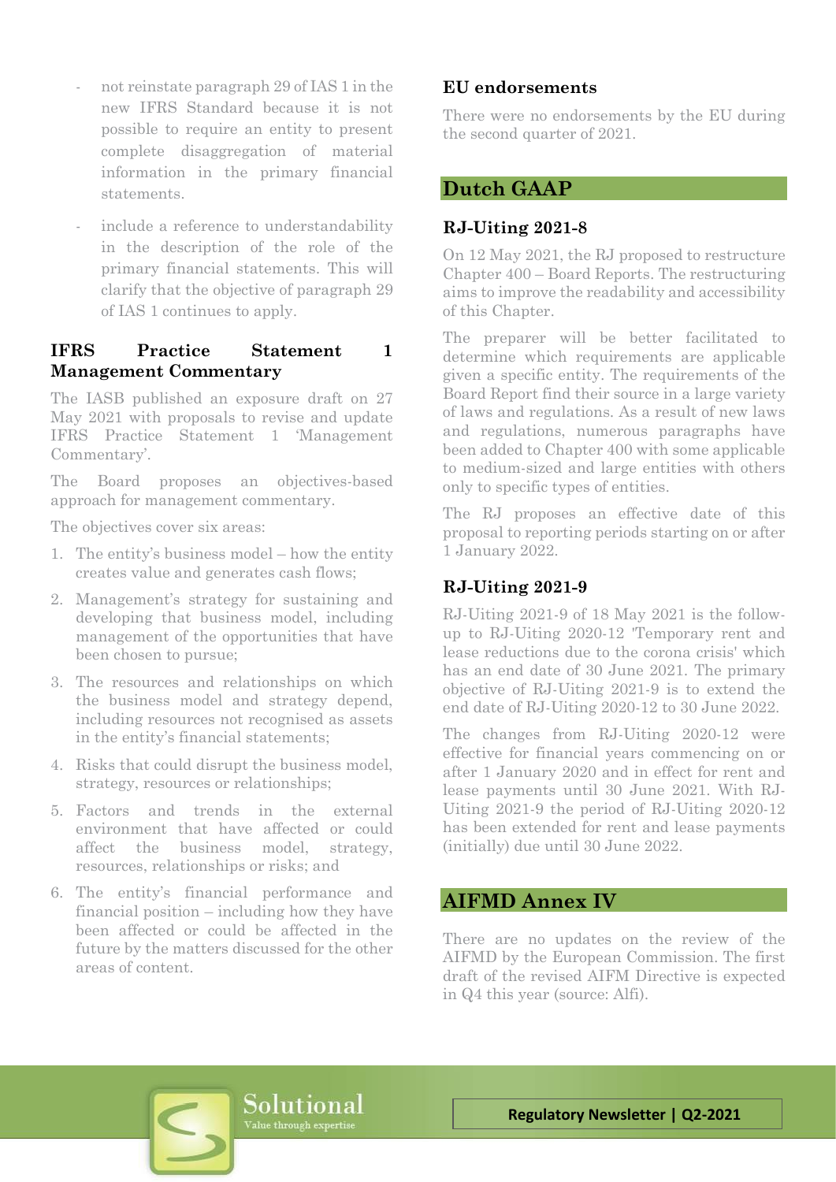- not reinstate paragraph 29 of IAS 1 in the new IFRS Standard because it is not possible to require an entity to present complete disaggregation of material information in the primary financial statements.
- include a reference to understandability in the description of the role of the primary financial statements. This will clarify that the objective of paragraph 29 of IAS 1 continues to apply.

### IFRS Practice Statement 1 Management Commentary

The IASB published an exposure draft on 27 May 2021 with proposals to revise and update IFRS Practice Statement 1 'Management Commentary'.

The Board proposes an objectives-based approach for management commentary.

The objectives cover six areas:

1. The entity's business model – how the entity creates value and generates cash flows;
2. Management's strategy for sustaining and developing that business model, including management of the opportunities that have been chosen to pursue;
3. The resources and relationships on which the business model and strategy depend, including resources not recognised as assets in the entity's financial statements;
4. Risks that could disrupt the business model, strategy, resources or relationships;
5. Factors and trends in the external environment that have affected or could affect the business model, strategy, resources, relationships or risks; and
6. The entity's financial performance and financial position – including how they have been affected or could be affected in the future by the matters discussed for the other areas of content.

### EU endorsements

There were no endorsements by the EU during the second quarter of 2021.

## Dutch GAAP

### RJ-Uiting 2021-8

On 12 May 2021, the RJ proposed to restructure Chapter 400 – Board Reports. The restructuring aims to improve the readability and accessibility of this Chapter.

The preparer will be better facilitated to determine which requirements are applicable given a specific entity. The requirements of the Board Report find their source in a large variety of laws and regulations. As a result of new laws and regulations, numerous paragraphs have been added to Chapter 400 with some applicable to medium-sized and large entities with others only to specific types of entities.

The RJ proposes an effective date of this proposal to reporting periods starting on or after 1 January 2022.

### RJ-Uiting 2021-9

RJ-Uiting 2021-9 of 18 May 2021 is the follow-up to RJ-Uiting 2020-12 'Temporary rent and lease reductions due to the corona crisis' which has an end date of 30 June 2021. The primary objective of RJ-Uiting 2021-9 is to extend the end date of RJ-Uiting 2020-12 to 30 June 2022.

The changes from RJ-Uiting 2020-12 were effective for financial years commencing on or after 1 January 2020 and in effect for rent and lease payments until 30 June 2021. With RJ-Uiting 2021-9 the period of RJ-Uiting 2020-12 has been extended for rent and lease payments (initially) due until 30 June 2022.

## AIFMD Annex IV

There are no updates on the review of the AIFMD by the European Commission. The first draft of the revised AIFM Directive is expected in Q4 this year (source: Alfi).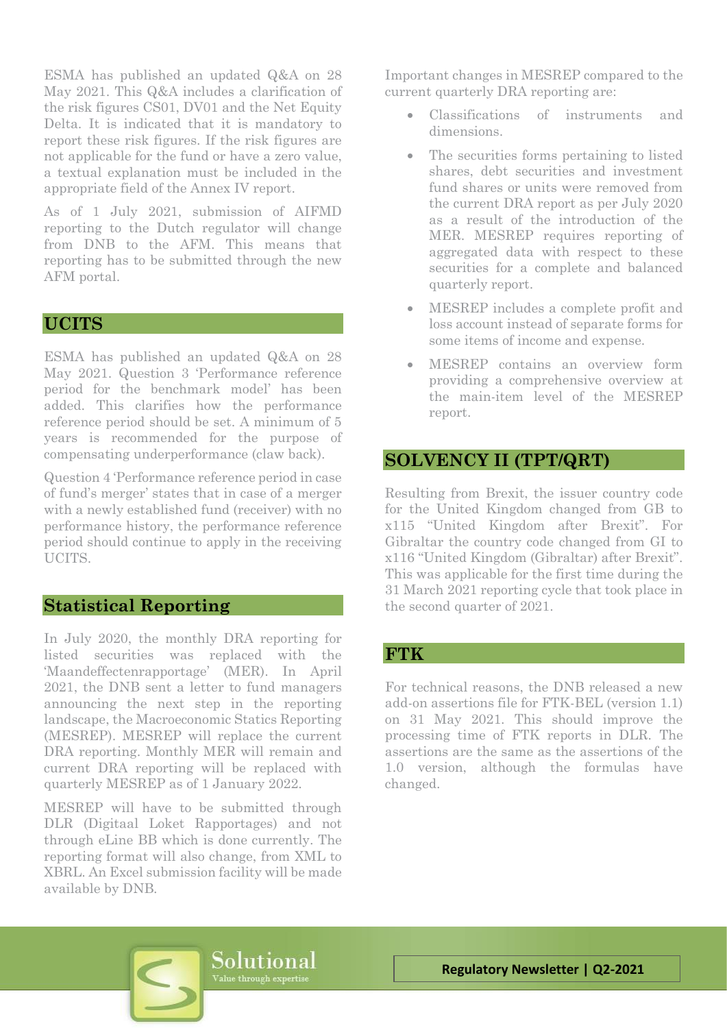ESMA has published an updated Q&A on 28 May 2021. This Q&A includes a clarification of the risk figures CS01, DV01 and the Net Equity Delta. It is indicated that it is mandatory to report these risk figures. If the risk figures are not applicable for the fund or have a zero value, a textual explanation must be included in the appropriate field of the Annex IV report.

As of 1 July 2021, submission of AIFMD reporting to the Dutch regulator will change from DNB to the AFM. This means that reporting has to be submitted through the new AFM portal.

## UCITS

ESMA has published an updated Q&A on 28 May 2021. Question 3 'Performance reference period for the benchmark model' has been added. This clarifies how the performance reference period should be set. A minimum of 5 years is recommended for the purpose of compensating underperformance (claw back).

Question 4 'Performance reference period in case of fund's merger' states that in case of a merger with a newly established fund (receiver) with no performance history, the performance reference period should continue to apply in the receiving UCITS.

## Statistical Reporting

In July 2020, the monthly DRA reporting for listed securities was replaced with the 'Maandeffectenrapportage' (MER). In April 2021, the DNB sent a letter to fund managers announcing the next step in the reporting landscape, the Macroeconomic Statics Reporting (MESREP). MESREP will replace the current DRA reporting. Monthly MER will remain and current DRA reporting will be replaced with quarterly MESREP as of 1 January 2022.

MESREP will have to be submitted through DLR (Digitaal Loket Rapportages) and not through eLine BB which is done currently. The reporting format will also change, from XML to XBRL. An Excel submission facility will be made available by DNB.

Important changes in MESREP compared to the current quarterly DRA reporting are:

- Classifications of instruments and dimensions.
- The securities forms pertaining to listed shares, debt securities and investment fund shares or units were removed from the current DRA report as per July 2020 as a result of the introduction of the MER. MESREP requires reporting of aggregated data with respect to these securities for a complete and balanced quarterly report.
- MESREP includes a complete profit and loss account instead of separate forms for some items of income and expense.
- MESREP contains an overview form providing a comprehensive overview at the main-item level of the MESREP report.

## SOLVENCY II (TPT/QRT)

Resulting from Brexit, the issuer country code for the United Kingdom changed from GB to x115 "United Kingdom after Brexit". For Gibraltar the country code changed from GI to x116 "United Kingdom (Gibraltar) after Brexit". This was applicable for the first time during the 31 March 2021 reporting cycle that took place in the second quarter of 2021.

## FTK

For technical reasons, the DNB released a new add-on assertions file for FTK-BEL (version 1.1) on 31 May 2021. This should improve the processing time of FTK reports in DLR. The assertions are the same as the assertions of the 1.0 version, although the formulas have changed.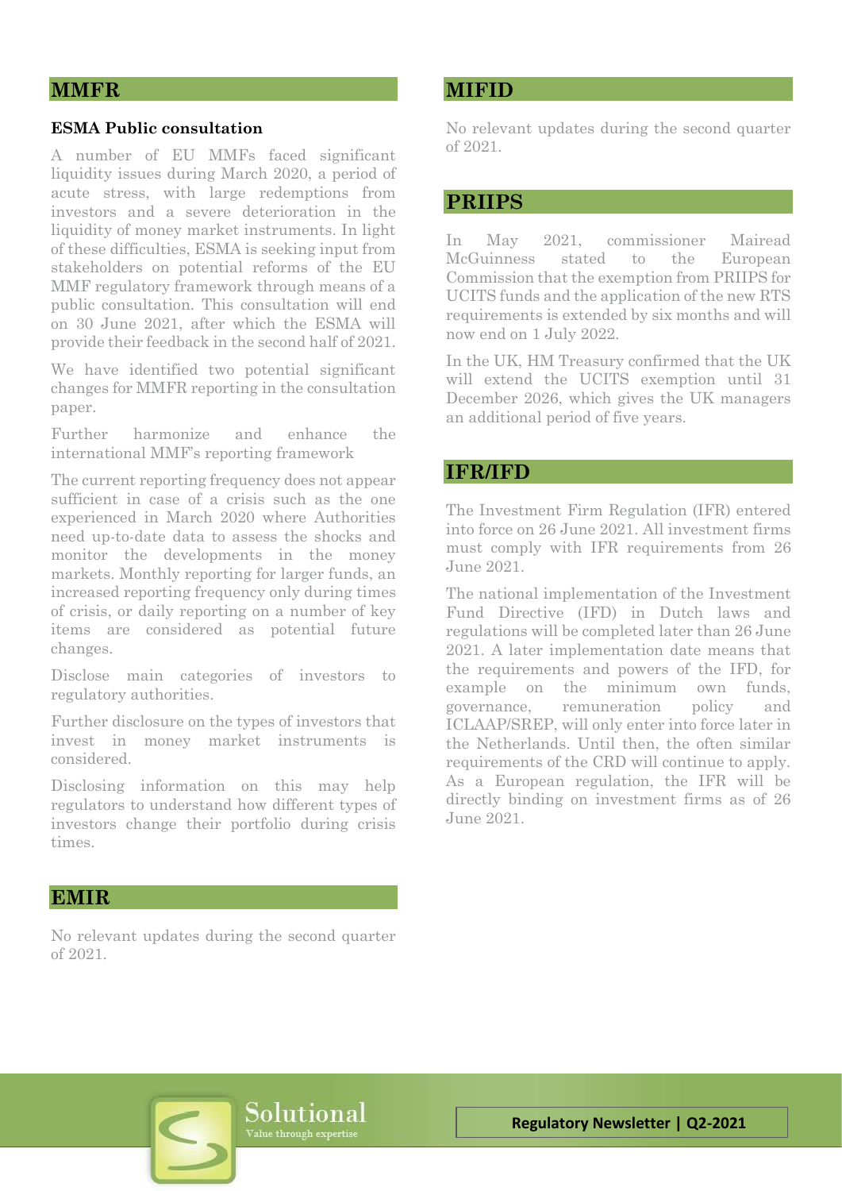## MMFR

### ESMA Public consultation

A number of EU MMFs faced significant liquidity issues during March 2020, a period of acute stress, with large redemptions from investors and a severe deterioration in the liquidity of money market instruments. In light of these difficulties, ESMA is seeking input from stakeholders on potential reforms of the EU MMF regulatory framework through means of a public consultation. This consultation will end on 30 June 2021, after which the ESMA will provide their feedback in the second half of 2021.

We have identified two potential significant changes for MMFR reporting in the consultation paper.

Further harmonize and enhance the international MMF's reporting framework

The current reporting frequency does not appear sufficient in case of a crisis such as the one experienced in March 2020 where Authorities need up-to-date data to assess the shocks and monitor the developments in the money markets. Monthly reporting for larger funds, an increased reporting frequency only during times of crisis, or daily reporting on a number of key items are considered as potential future changes.

Disclose main categories of investors to regulatory authorities.

Further disclosure on the types of investors that invest in money market instruments is considered.

Disclosing information on this may help regulators to understand how different types of investors change their portfolio during crisis times.

## EMIR

No relevant updates during the second quarter of 2021.

## MIFID

No relevant updates during the second quarter of 2021.

## PRIIPS

In May 2021, commissioner Mairead McGuinness stated to the European Commission that the exemption from PRIIPS for UCITS funds and the application of the new RTS requirements is extended by six months and will now end on 1 July 2022.

In the UK, HM Treasury confirmed that the UK will extend the UCITS exemption until 31 December 2026, which gives the UK managers an additional period of five years.

## IFR/IFD

The Investment Firm Regulation (IFR) entered into force on 26 June 2021. All investment firms must comply with IFR requirements from 26 June 2021.

The national implementation of the Investment Fund Directive (IFD) in Dutch laws and regulations will be completed later than 26 June 2021. A later implementation date means that the requirements and powers of the IFD, for example on the minimum own funds, governance, remuneration policy and ICLAAP/SREP, will only enter into force later in the Netherlands. Until then, the often similar requirements of the CRD will continue to apply. As a European regulation, the IFR will be directly binding on investment firms as of 26 June 2021.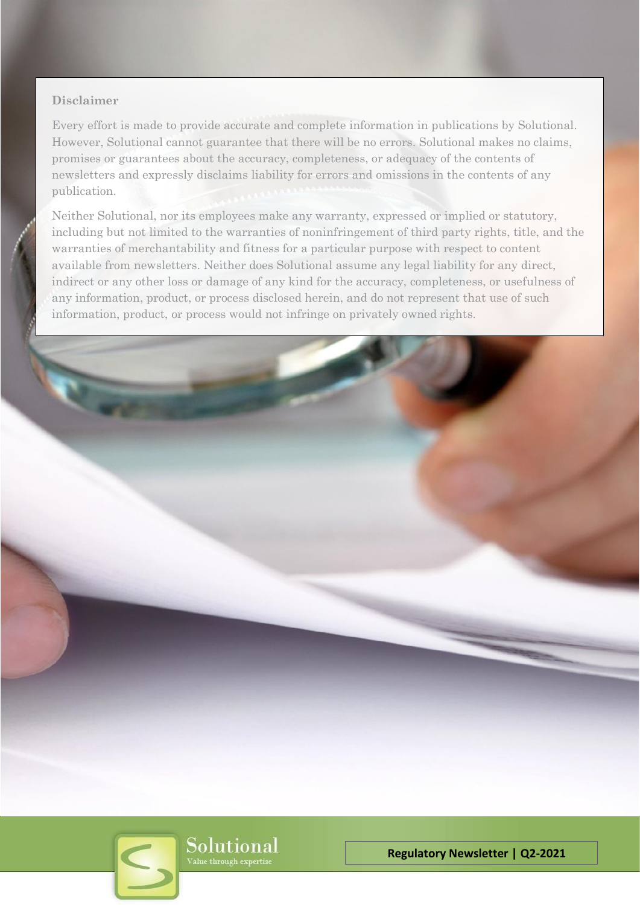**Disclaimer**

Every effort is made to provide accurate and complete information in publications by Solutional. However, Solutional cannot guarantee that there will be no errors. Solutional makes no claims, promises or guarantees about the accuracy, completeness, or adequacy of the contents of newsletters and expressly disclaims liability for errors and omissions in the contents of any publication.

Neither Solutional, nor its employees make any warranty, expressed or implied or statutory, including but not limited to the warranties of noninfringement of third party rights, title, and the warranties of merchantability and fitness for a particular purpose with respect to content available from newsletters. Neither does Solutional assume any legal liability for any direct, indirect or any other loss or damage of any kind for the accuracy, completeness, or usefulness of any information, product, or process disclosed herein, and do not represent that use of such information, product, or process would not infringe on privately owned rights.

Solutional
Value through expertise

**Regulatory Newsletter | Q2-2021**